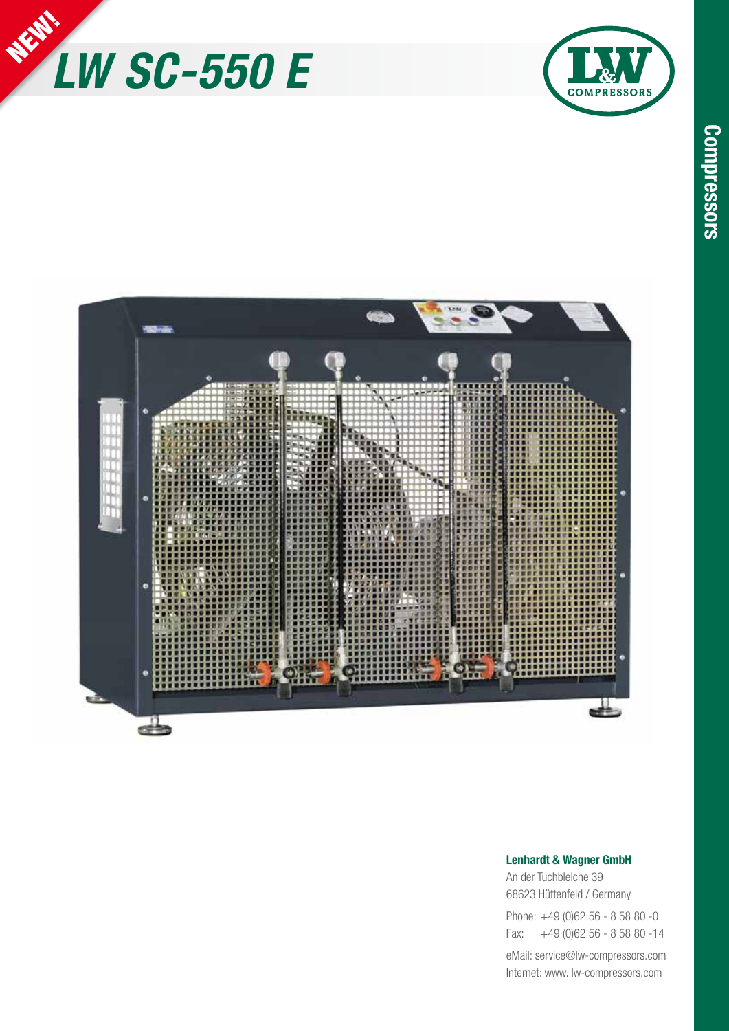NEW!

# LW SC-550 E

Compressors

**Lenhardt & Wagner GmbH**
An der Tuchbleiche 39
68623 Hüttenfeld / Germany

Phone: +49 (0)62 56 - 8 58 80 -0
Fax: +49 (0)62 56 - 8 58 80 -14

eMail: service@lw-compressors.com
Internet: www. lw-compressors.com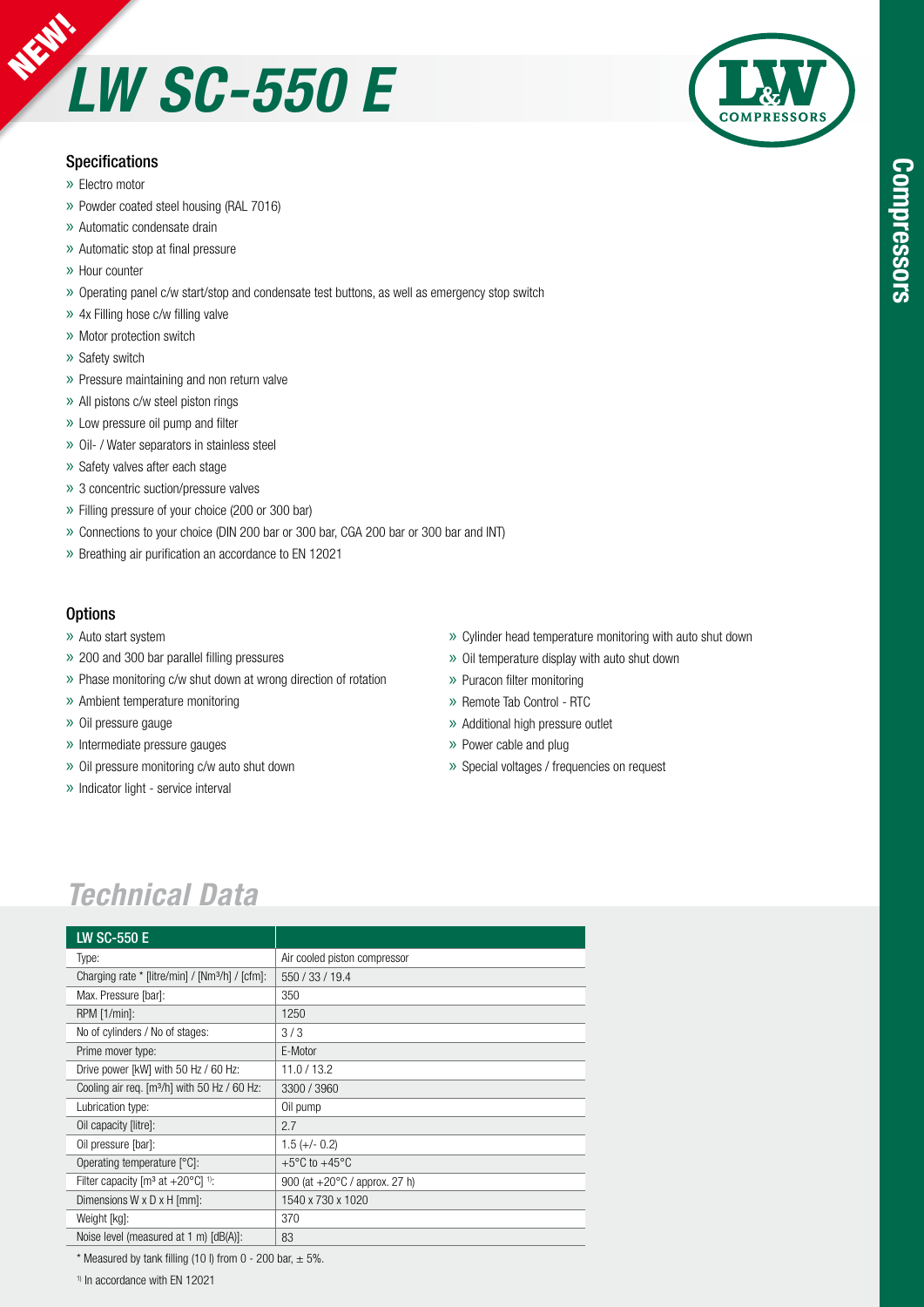NEW!

# LW SC-550 E

L&W COMPRESSORS

Compressors

### Specifications

- » Electro motor
- » Powder coated steel housing (RAL 7016)
- » Automatic condensate drain
- » Automatic stop at final pressure
- » Hour counter
- » Operating panel c/w start/stop and condensate test buttons, as well as emergency stop switch
- » 4x Filling hose c/w filling valve
- » Motor protection switch
- » Safety switch
- » Pressure maintaining and non return valve
- » All pistons c/w steel piston rings
- » Low pressure oil pump and filter
- » Oil- / Water separators in stainless steel
- » Safety valves after each stage
- » 3 concentric suction/pressure valves
- » Filling pressure of your choice (200 or 300 bar)
- » Connections to your choice (DIN 200 bar or 300 bar, CGA 200 bar or 300 bar and INT)
- » Breathing air purification an accordance to EN 12021

### Options

- » Auto start system
- » 200 and 300 bar parallel filling pressures
- » Phase monitoring c/w shut down at wrong direction of rotation
- » Ambient temperature monitoring
- » Oil pressure gauge
- » Intermediate pressure gauges
- » Oil pressure monitoring c/w auto shut down
- » Indicator light - service interval
- » Cylinder head temperature monitoring with auto shut down
- » Oil temperature display with auto shut down
- » Puracon filter monitoring
- » Remote Tab Control - RTC
- » Additional high pressure outlet
- » Power cable and plug
- » Special voltages / frequencies on request

## *Technical Data*

| LW SC-550 E | |
|---|---|
| Type: | Air cooled piston compressor |
| Charging rate * [litre/min] / [Nm³/h] / [cfm]: | 550 / 33 / 19.4 |
| Max. Pressure [bar]: | 350 |
| RPM [1/min]: | 1250 |
| No of cylinders / No of stages: | 3 / 3 |
| Prime mover type: | E-Motor |
| Drive power [kW] with 50 Hz / 60 Hz: | 11.0 / 13.2 |
| Cooling air req. [m³/h] with 50 Hz / 60 Hz: | 3300 / 3960 |
| Lubrication type: | Oil pump |
| Oil capacity [litre]: | 2.7 |
| Oil pressure [bar]: | 1.5 (+/- 0.2) |
| Operating temperature [°C]: | +5°C to +45°C |
| Filter capacity [m³ at +20°C] [1]: | 900 (at +20°C / approx. 27 h) |
| Dimensions W x D x H [mm]: | 1540 x 730 x 1020 |
| Weight [kg]: | 370 |
| Noise level (measured at 1 m) [dB(A)]: | 83 |

* Measured by tank filling (10 l) from 0 - 200 bar, ± 5%.

[1] In accordance with EN 12021